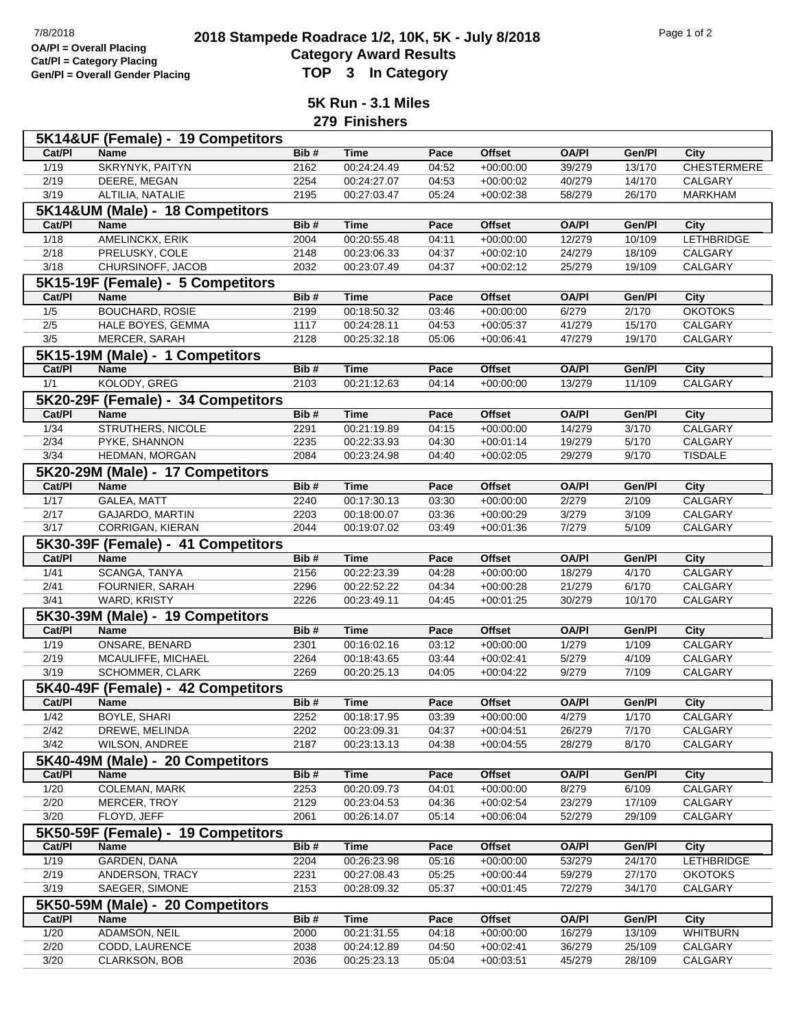7/8/2018

**OA/Pl = Overall Placing**
**Cat/Pl = Category Placing**
**Gen/Pl = Overall Gender Placing**

# 2018 Stampede Roadrace 1/2, 10K, 5K - July 8/2018

## Category Award Results

## TOP 3 In Category

### 5K Run - 3.1 Miles

### 279 Finishers

**5K14&UF (Female) - 19 Competitors**

| Cat/Pl | Name | Bib # | Time | Pace | Offset | OA/Pl | Gen/Pl | City |
|---|---|---|---|---|---|---|---|---|
| 1/19 | SKRYNYK, PAITYN | 2162 | 00:24:24.49 | 04:52 | +00:00:00 | 39/279 | 13/170 | CHESTERMERE |
| 2/19 | DEERE, MEGAN | 2254 | 00:24:27.07 | 04:53 | +00:00:02 | 40/279 | 14/170 | CALGARY |
| 3/19 | ALTILIA, NATALIE | 2195 | 00:27:03.47 | 05:24 | +00:02:38 | 58/279 | 26/170 | MARKHAM |

**5K14&UM (Male) - 18 Competitors**

| Cat/Pl | Name | Bib # | Time | Pace | Offset | OA/Pl | Gen/Pl | City |
|---|---|---|---|---|---|---|---|---|
| 1/18 | AMELINCKX, ERIK | 2004 | 00:20:55.48 | 04:11 | +00:00:00 | 12/279 | 10/109 | LETHBRIDGE |
| 2/18 | PRELUSKY, COLE | 2148 | 00:23:06.33 | 04:37 | +00:02:10 | 24/279 | 18/109 | CALGARY |
| 3/18 | CHURSINOFF, JACOB | 2032 | 00:23:07.49 | 04:37 | +00:02:12 | 25/279 | 19/109 | CALGARY |

**5K15-19F (Female) - 5 Competitors**

| Cat/Pl | Name | Bib # | Time | Pace | Offset | OA/Pl | Gen/Pl | City |
|---|---|---|---|---|---|---|---|---|
| 1/5 | BOUCHARD, ROSIE | 2199 | 00:18:50.32 | 03:46 | +00:00:00 | 6/279 | 2/170 | OKOTOKS |
| 2/5 | HALE BOYES, GEMMA | 1117 | 00:24:28.11 | 04:53 | +00:05:37 | 41/279 | 15/170 | CALGARY |
| 3/5 | MERCER, SARAH | 2128 | 00:25:32.18 | 05:06 | +00:06:41 | 47/279 | 19/170 | CALGARY |

**5K15-19M (Male) - 1 Competitors**

| Cat/Pl | Name | Bib # | Time | Pace | Offset | OA/Pl | Gen/Pl | City |
|---|---|---|---|---|---|---|---|---|
| 1/1 | KOLODY, GREG | 2103 | 00:21:12.63 | 04:14 | +00:00:00 | 13/279 | 11/109 | CALGARY |

**5K20-29F (Female) - 34 Competitors**

| Cat/Pl | Name | Bib # | Time | Pace | Offset | OA/Pl | Gen/Pl | City |
|---|---|---|---|---|---|---|---|---|
| 1/34 | STRUTHERS, NICOLE | 2291 | 00:21:19.89 | 04:15 | +00:00:00 | 14/279 | 3/170 | CALGARY |
| 2/34 | PYKE, SHANNON | 2235 | 00:22:33.93 | 04:30 | +00:01:14 | 19/279 | 5/170 | CALGARY |
| 3/34 | HEDMAN, MORGAN | 2084 | 00:23:24.98 | 04:40 | +00:02:05 | 29/279 | 9/170 | TISDALE |

**5K20-29M (Male) - 17 Competitors**

| Cat/Pl | Name | Bib # | Time | Pace | Offset | OA/Pl | Gen/Pl | City |
|---|---|---|---|---|---|---|---|---|
| 1/17 | GALEA, MATT | 2240 | 00:17:30.13 | 03:30 | +00:00:00 | 2/279 | 2/109 | CALGARY |
| 2/17 | GAJARDO, MARTIN | 2203 | 00:18:00.07 | 03:36 | +00:00:29 | 3/279 | 3/109 | CALGARY |
| 3/17 | CORRIGAN, KIERAN | 2044 | 00:19:07.02 | 03:49 | +00:01:36 | 7/279 | 5/109 | CALGARY |

**5K30-39F (Female) - 41 Competitors**

| Cat/Pl | Name | Bib # | Time | Pace | Offset | OA/Pl | Gen/Pl | City |
|---|---|---|---|---|---|---|---|---|
| 1/41 | SCANGA, TANYA | 2156 | 00:22:23.39 | 04:28 | +00:00:00 | 18/279 | 4/170 | CALGARY |
| 2/41 | FOURNIER, SARAH | 2296 | 00:22:52.22 | 04:34 | +00:00:28 | 21/279 | 6/170 | CALGARY |
| 3/41 | WARD, KRISTY | 2226 | 00:23:49.11 | 04:45 | +00:01:25 | 30/279 | 10/170 | CALGARY |

**5K30-39M (Male) - 19 Competitors**

| Cat/Pl | Name | Bib # | Time | Pace | Offset | OA/Pl | Gen/Pl | City |
|---|---|---|---|---|---|---|---|---|
| 1/19 | ONSARE, BENARD | 2301 | 00:16:02.16 | 03:12 | +00:00:00 | 1/279 | 1/109 | CALGARY |
| 2/19 | MCAULIFFE, MICHAEL | 2264 | 00:18:43.65 | 03:44 | +00:02:41 | 5/279 | 4/109 | CALGARY |
| 3/19 | SCHOMMER, CLARK | 2269 | 00:20:25.13 | 04:05 | +00:04:22 | 9/279 | 7/109 | CALGARY |

**5K40-49F (Female) - 42 Competitors**

| Cat/Pl | Name | Bib # | Time | Pace | Offset | OA/Pl | Gen/Pl | City |
|---|---|---|---|---|---|---|---|---|
| 1/42 | BOYLE, SHARI | 2252 | 00:18:17.95 | 03:39 | +00:00:00 | 4/279 | 1/170 | CALGARY |
| 2/42 | DREWE, MELINDA | 2202 | 00:23:09.31 | 04:37 | +00:04:51 | 26/279 | 7/170 | CALGARY |
| 3/42 | WILSON, ANDREE | 2187 | 00:23:13.13 | 04:38 | +00:04:55 | 28/279 | 8/170 | CALGARY |

**5K40-49M (Male) - 20 Competitors**

| Cat/Pl | Name | Bib # | Time | Pace | Offset | OA/Pl | Gen/Pl | City |
|---|---|---|---|---|---|---|---|---|
| 1/20 | COLEMAN, MARK | 2253 | 00:20:09.73 | 04:01 | +00:00:00 | 8/279 | 6/109 | CALGARY |
| 2/20 | MERCER, TROY | 2129 | 00:23:04.53 | 04:36 | +00:02:54 | 23/279 | 17/109 | CALGARY |
| 3/20 | FLOYD, JEFF | 2061 | 00:26:14.07 | 05:14 | +00:06:04 | 52/279 | 29/109 | CALGARY |

**5K50-59F (Female) - 19 Competitors**

| Cat/Pl | Name | Bib # | Time | Pace | Offset | OA/Pl | Gen/Pl | City |
|---|---|---|---|---|---|---|---|---|
| 1/19 | GARDEN, DANA | 2204 | 00:26:23.98 | 05:16 | +00:00:00 | 53/279 | 24/170 | LETHBRIDGE |
| 2/19 | ANDERSON, TRACY | 2231 | 00:27:08.43 | 05:25 | +00:00:44 | 59/279 | 27/170 | OKOTOKS |
| 3/19 | SAEGER, SIMONE | 2153 | 00:28:09.32 | 05:37 | +00:01:45 | 72/279 | 34/170 | CALGARY |

**5K50-59M (Male) - 20 Competitors**

| Cat/Pl | Name | Bib # | Time | Pace | Offset | OA/Pl | Gen/Pl | City |
|---|---|---|---|---|---|---|---|---|
| 1/20 | ADAMSON, NEIL | 2000 | 00:21:31.55 | 04:18 | +00:00:00 | 16/279 | 13/109 | WHITBURN |
| 2/20 | CODD, LAURENCE | 2038 | 00:24:12.89 | 04:50 | +00:02:41 | 36/279 | 25/109 | CALGARY |
| 3/20 | CLARKSON, BOB | 2036 | 00:25:23.13 | 05:04 | +00:03:51 | 45/279 | 28/109 | CALGARY |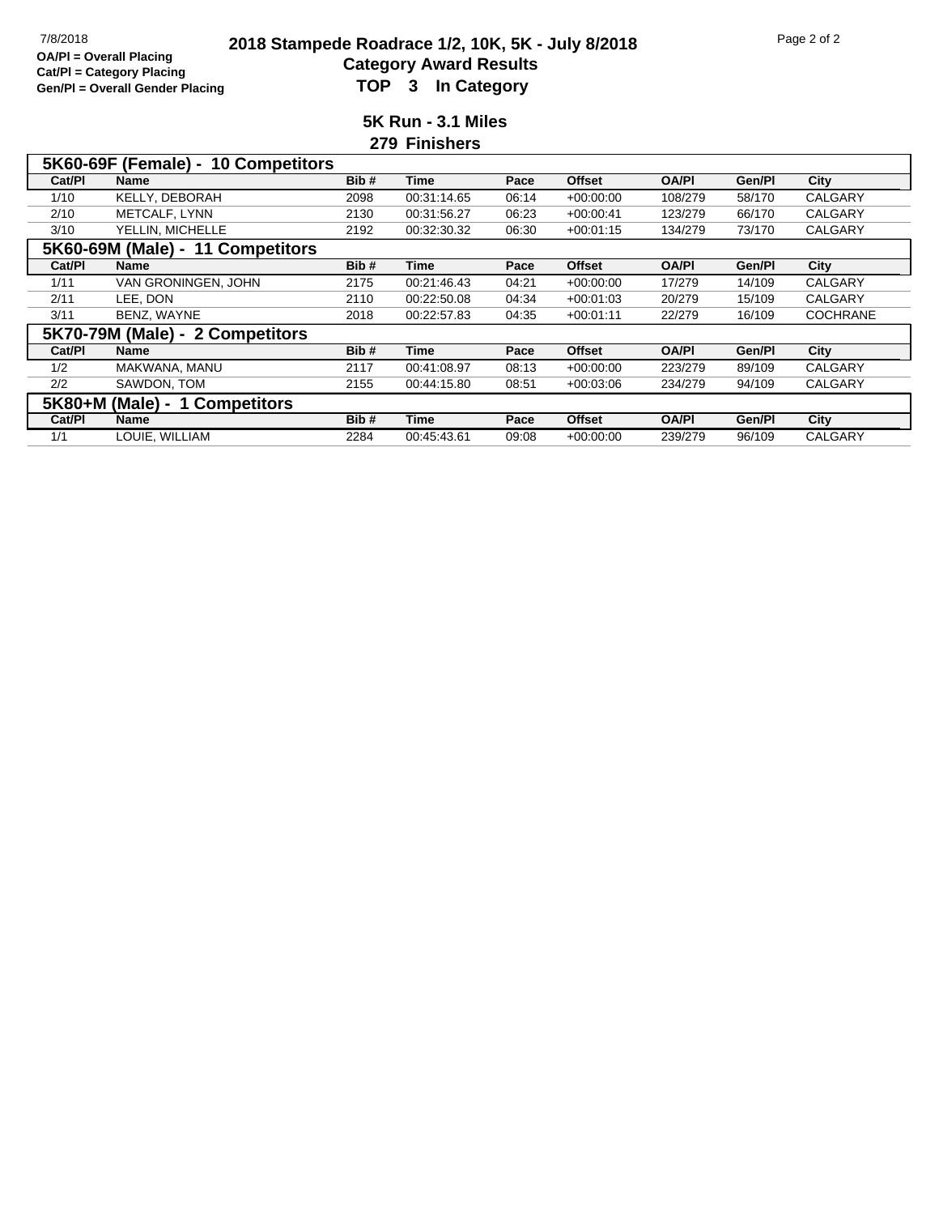OA/Pl = Overall Placing
Cat/Pl = Category Placing
Gen/Pl = Overall Gender Placing

# 2018 Stampede Roadrace 1/2, 10K, 5K - July 8/2018

## Category Award Results

## TOP 3 In Category

### 5K Run - 3.1 Miles

### 279 Finishers

**5K60-69F (Female) - 10 Competitors**

| Cat/Pl | Name | Bib # | Time | Pace | Offset | OA/Pl | Gen/Pl | City |
|---|---|---|---|---|---|---|---|---|
| 1/10 | KELLY, DEBORAH | 2098 | 00:31:14.65 | 06:14 | +00:00:00 | 108/279 | 58/170 | CALGARY |
| 2/10 | METCALF, LYNN | 2130 | 00:31:56.27 | 06:23 | +00:00:41 | 123/279 | 66/170 | CALGARY |
| 3/10 | YELLIN, MICHELLE | 2192 | 00:32:30.32 | 06:30 | +00:01:15 | 134/279 | 73/170 | CALGARY |

**5K60-69M (Male) - 11 Competitors**

| Cat/Pl | Name | Bib # | Time | Pace | Offset | OA/Pl | Gen/Pl | City |
|---|---|---|---|---|---|---|---|---|
| 1/11 | VAN GRONINGEN, JOHN | 2175 | 00:21:46.43 | 04:21 | +00:00:00 | 17/279 | 14/109 | CALGARY |
| 2/11 | LEE, DON | 2110 | 00:22:50.08 | 04:34 | +00:01:03 | 20/279 | 15/109 | CALGARY |
| 3/11 | BENZ, WAYNE | 2018 | 00:22:57.83 | 04:35 | +00:01:11 | 22/279 | 16/109 | COCHRANE |

**5K70-79M (Male) - 2 Competitors**

| Cat/Pl | Name | Bib # | Time | Pace | Offset | OA/Pl | Gen/Pl | City |
|---|---|---|---|---|---|---|---|---|
| 1/2 | MAKWANA, MANU | 2117 | 00:41:08.97 | 08:13 | +00:00:00 | 223/279 | 89/109 | CALGARY |
| 2/2 | SAWDON, TOM | 2155 | 00:44:15.80 | 08:51 | +00:03:06 | 234/279 | 94/109 | CALGARY |

**5K80+M (Male) - 1 Competitors**

| Cat/Pl | Name | Bib # | Time | Pace | Offset | OA/Pl | Gen/Pl | City |
|---|---|---|---|---|---|---|---|---|
| 1/1 | LOUIE, WILLIAM | 2284 | 00:45:43.61 | 09:08 | +00:00:00 | 239/279 | 96/109 | CALGARY |